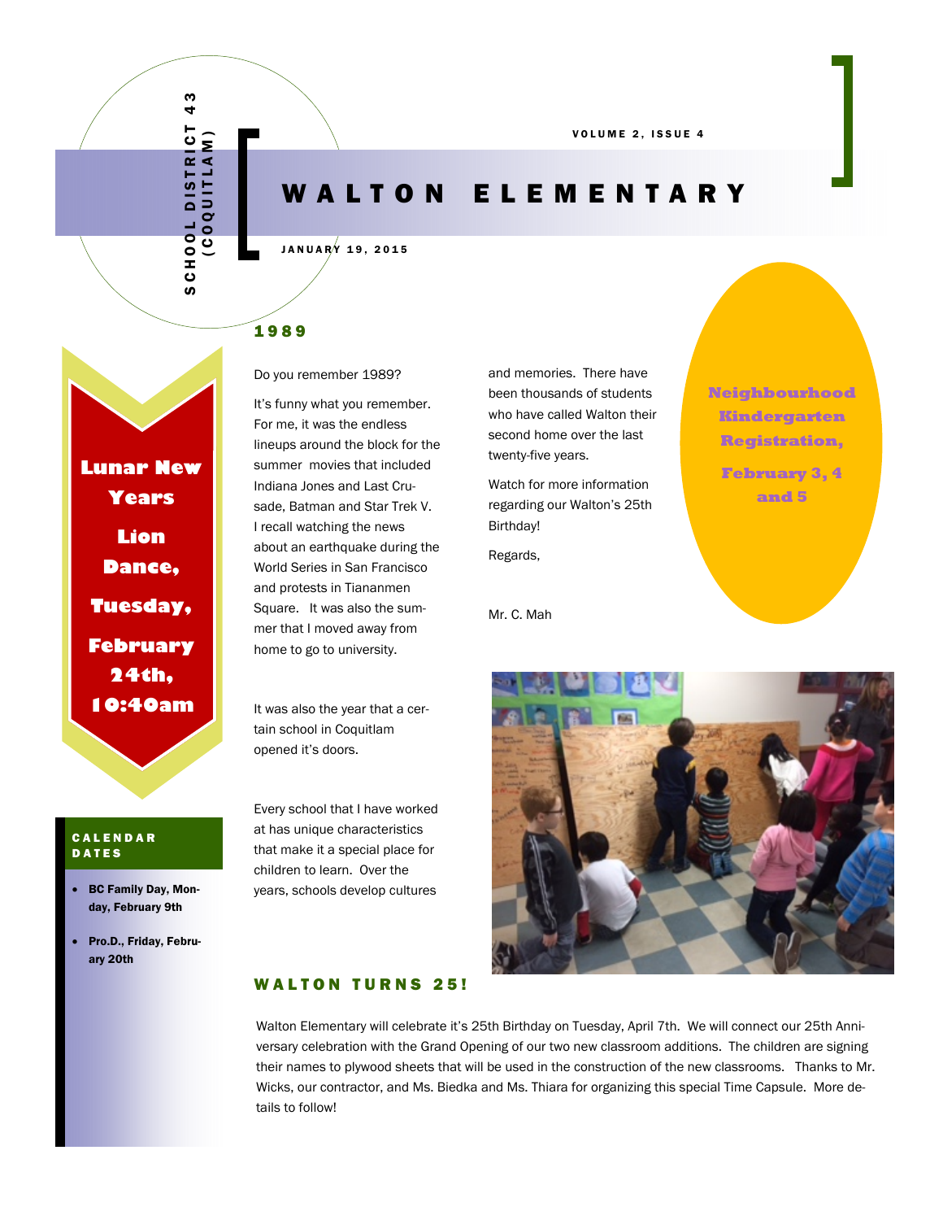SCHOOL DISTRICT 43 (COQUITLAM)

VOLUME 2, ISSUE 4

# WALTON ELEMENTARY

JANUARY 19, 2015

## 1989

Do you remember 1989?

It's funny what you remember. For me, it was the endless lineups around the block for the summer movies that included Indiana Jones and Last Crusade, Batman and Star Trek V. I recall watching the news about an earthquake during the World Series in San Francisco and protests in Tiananmen Square. It was also the summer that I moved away from home to go to university.

It was also the year that a certain school in Coquitlam opened it's doors.

Every school that I have worked at has unique characteristics that make it a special place for children to learn. Over the years, schools develop cultures and memories. There have been thousands of students who have called Walton their second home over the last twenty-five years.

Watch for more information regarding our Walton's 25th Birthday!

Regards,

Mr. C. Mah

**Neighbourhood Kindergarten Registration,**

**February 3, 4 and 5**

**Lunar New Years Lion Dance, Tuesday, February 24th, 10:40am**

### CALENDAR DATES

- **BC Family Day, Monday, February 9th**
- **Pro.D., Friday, February 20th**

## WALTON TURNS 25!

Walton Elementary will celebrate it's 25th Birthday on Tuesday, April 7th. We will connect our 25th Anniversary celebration with the Grand Opening of our two new classroom additions. The children are signing their names to plywood sheets that will be used in the construction of the new classrooms. Thanks to Mr. Wicks, our contractor, and Ms. Biedka and Ms. Thiara for organizing this special Time Capsule. More details to follow!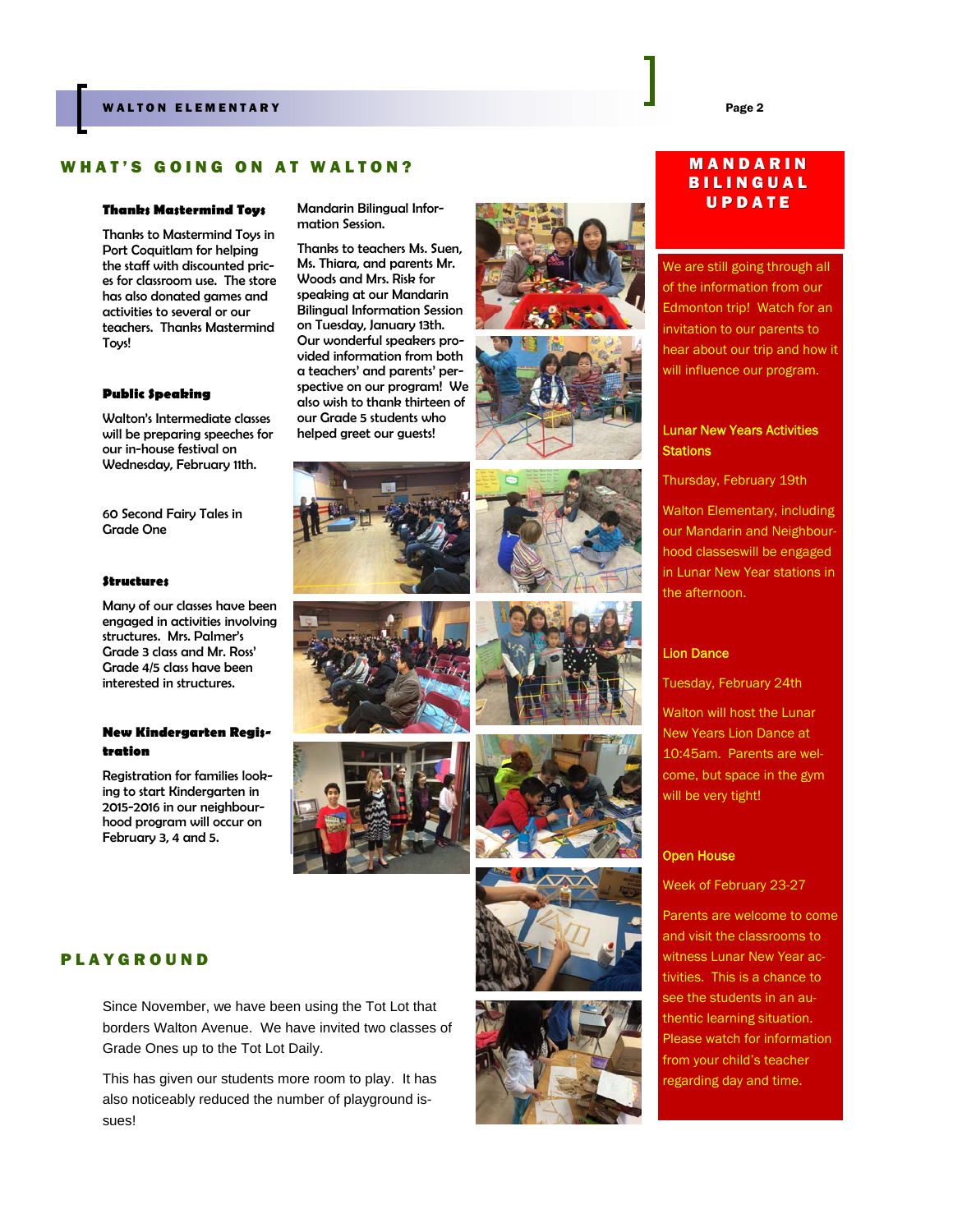## WHAT'S GOING ON AT WALTON?

### Thanks Mastermind Toys

Thanks to Mastermind Toys in Port Coquitlam for helping the staff with discounted prices for classroom use. The store has also donated games and activities to several or our teachers. Thanks Mastermind Toys!

### Public Speaking

Walton's Intermediate classes will be preparing speeches for our in-house festival on Wednesday, February 11th.

60 Second Fairy Tales in Grade One

### Structures

Many of our classes have been engaged in activities involving structures. Mrs. Palmer's Grade 3 class and Mr. Ross' Grade 4/5 class have been interested in structures.

### New Kindergarten Registration

Registration for families looking to start Kindergarten in 2015-2016 in our neighbourhood program will occur on February 3, 4 and 5.

Mandarin Bilingual Information Session.

Thanks to teachers Ms. Suen, Ms. Thiara, and parents Mr. Woods and Mrs. Risk for speaking at our Mandarin Bilingual Information Session on Tuesday, January 13th. Our wonderful speakers provided information from both a teachers' and parents' perspective on our program! We also wish to thank thirteen of our Grade 5 students who helped greet our guests!

## PLAYGROUND

Since November, we have been using the Tot Lot that borders Walton Avenue. We have invited two classes of Grade Ones up to the Tot Lot Daily.

This has given our students more room to play. It has also noticeably reduced the number of playground issues!

## MANDARIN BILINGUAL UPDATE

We are still going through all of the information from our Edmonton trip! Watch for an invitation to our parents to hear about our trip and how it will influence our program.

### Lunar New Years Activities Stations

Thursday, February 19th

Walton Elementary, including our Mandarin and Neighbourhood classeswill be engaged in Lunar New Year stations in the afternoon.

### Lion Dance

Tuesday, February 24th

Walton will host the Lunar New Years Lion Dance at 10:45am. Parents are welcome, but space in the gym will be very tight!

### Open House

Week of February 23-27

Parents are welcome to come and visit the classrooms to witness Lunar New Year activities. This is a chance to see the students in an authentic learning situation. Please watch for information from your child's teacher regarding day and time.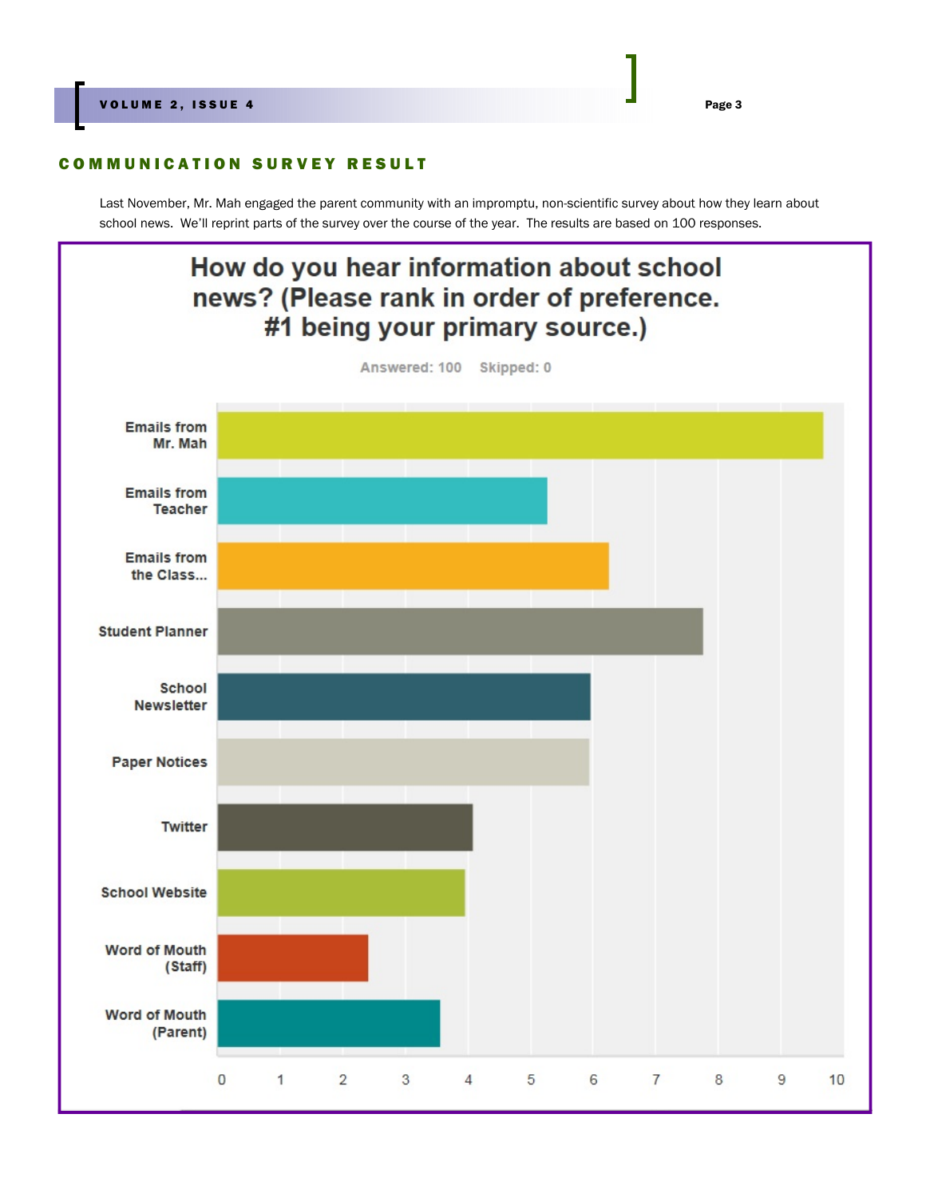## COMMUNICATION SURVEY RESULT

Last November, Mr. Mah engaged the parent community with an impromptu, non-scientific survey about how they learn about school news. We'll reprint parts of the survey over the course of the year. The results are based on 100 responses.

### How do you hear information about school news? (Please rank in order of preference. #1 being your primary source.)

Answered: 100 Skipped: 0

| Source | Score |
|---|---|
| Emails from Mr. Mah | 9.7 |
| Emails from Teacher | 5.3 |
| Emails from the Class... | 6.3 |
| Student Planner | 7.8 |
| School Newsletter | 6.0 |
| Paper Notices | 6.0 |
| Twitter | 4.1 |
| School Website | 4.0 |
| Word of Mouth (Staff) | 2.4 |
| Word of Mouth (Parent) | 3.6 |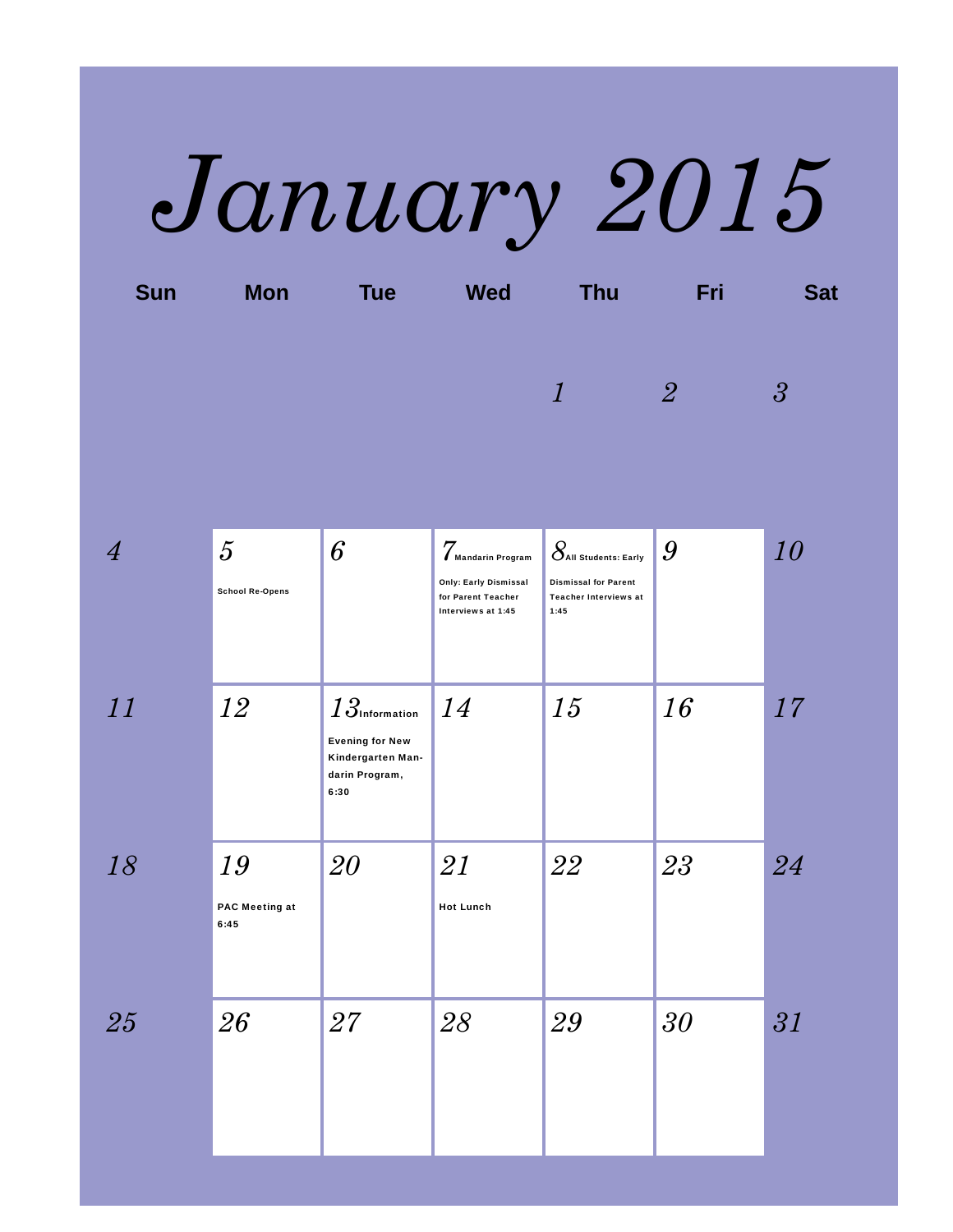# January 2015

| Sun | Mon | Tue | Wed | Thu | Fri | Sat |
|---|---|---|---|---|---|---|
| | | | | 1 | 2 | 3 |
| 4 | 5 School Re-Opens | 6 | 7 Mandarin Program Only: Early Dismissal for Parent Teacher Interviews at 1:45 | 8 All Students: Early Dismissal for Parent Teacher Interviews at 1:45 | 9 | 10 |
| 11 | 12 | 13 Information Evening for New Kindergarten Man-darin Program, 6:30 | 14 | 15 | 16 | 17 |
| 18 | 19 PAC Meeting at 6:45 | 20 | 21 Hot Lunch | 22 | 23 | 24 |
| 25 | 26 | 27 | 28 | 29 | 30 | 31 |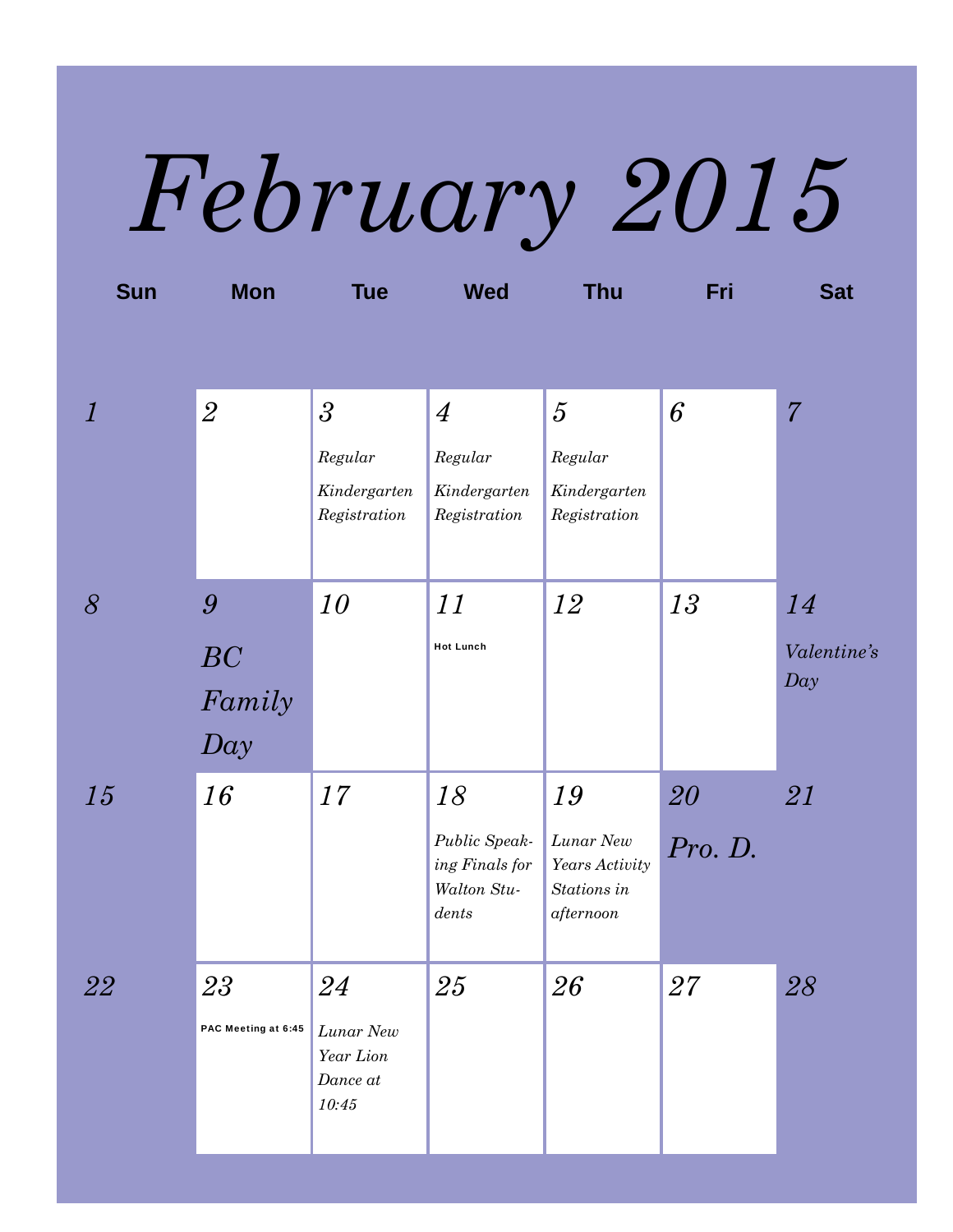# February 2015

| Sun | Mon | Tue | Wed | Thu | Fri | Sat |
|---|---|---|---|---|---|---|
| *1* | *2* | *3* *Regular Kindergarten Registration* | *4* *Regular Kindergarten Registration* | *5* *Regular Kindergarten Registration* | *6* | *7* |
| *8* | *9* *BC Family Day* | *10* | *11* **Hot Lunch** | *12* | *13* | *14* *Valentine's Day* |
| *15* | *16* | *17* | *18* *Public Speaking Finals for Walton Students* | *19* *Lunar New Years Activity Stations in afternoon* | *20* *Pro. D.* | *21* |
| *22* | *23* **PAC Meeting at 6:45** | *24* *Lunar New Year Lion Dance at 10:45* | *25* | *26* | *27* | *28* |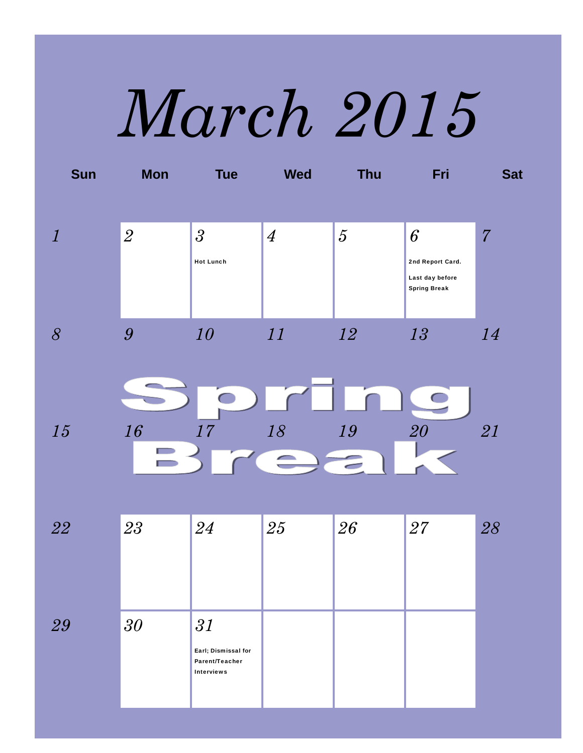# March 2015

| Sun | Mon | Tue | Wed | Thu | Fri | Sat |
|---|---|---|---|---|---|---|
| 1 | 2 | 3 Hot Lunch | 4 | 5 | 6 2nd Report Card. Last day before Spring Break | 7 |
| 8 | 9 | 10 | 11 | 12 | 13 | 14 |
| 15 | 16 | 17 | 18 | 19 | 20 | 21 |
| 22 | 23 | 24 | 25 | 26 | 27 | 28 |
| 29 | 30 | 31 Earl; Dismissal for Parent/Teacher Interviews | | | | |

Spring Break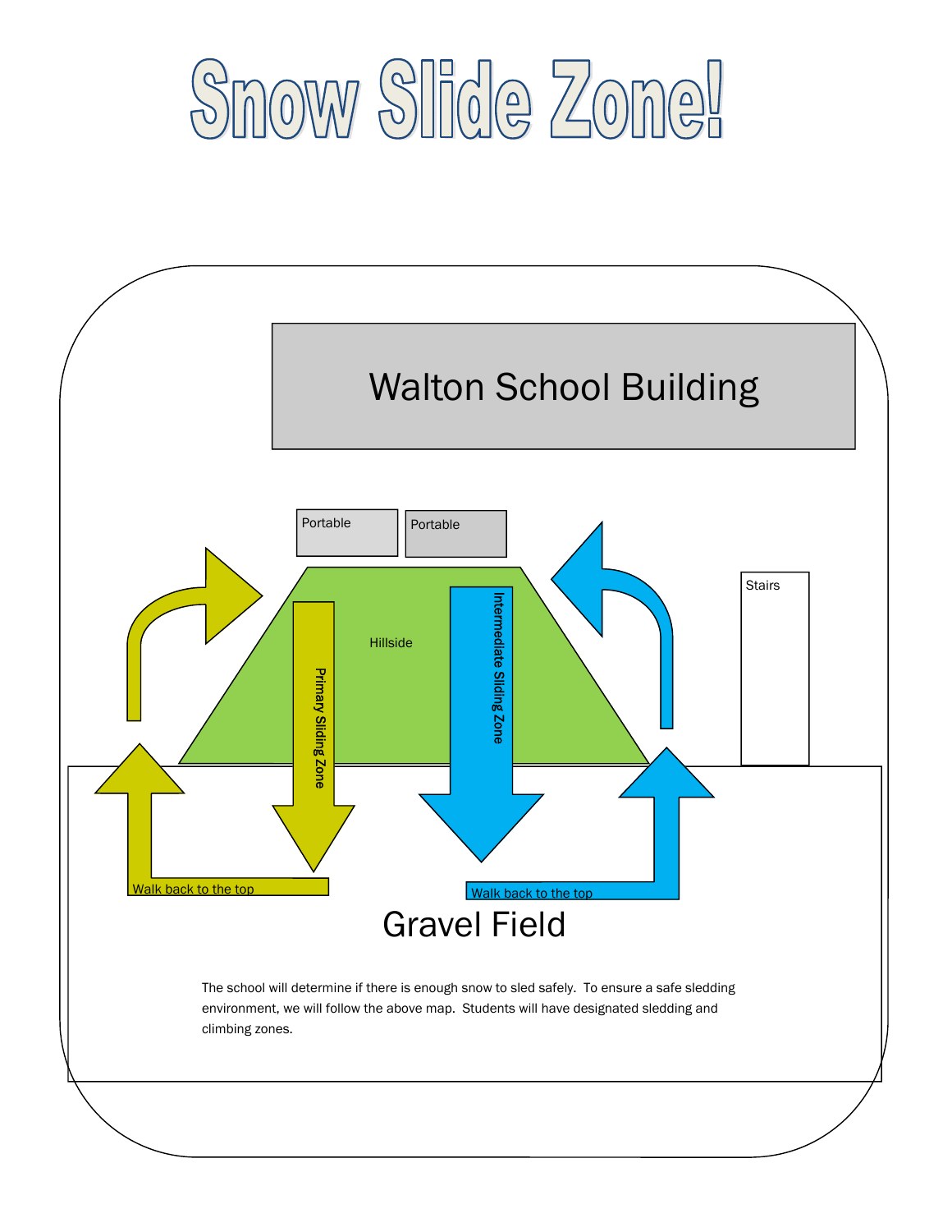# Snow Slide Zone!

Walton School Building

Portable

Portable

Stairs

Hillside

Primary Sliding Zone

Intermediate Sliding Zone

Walk back to the top

Walk back to the top

Gravel Field

The school will determine if there is enough snow to sled safely. To ensure a safe sledding environment, we will follow the above map. Students will have designated sledding and climbing zones.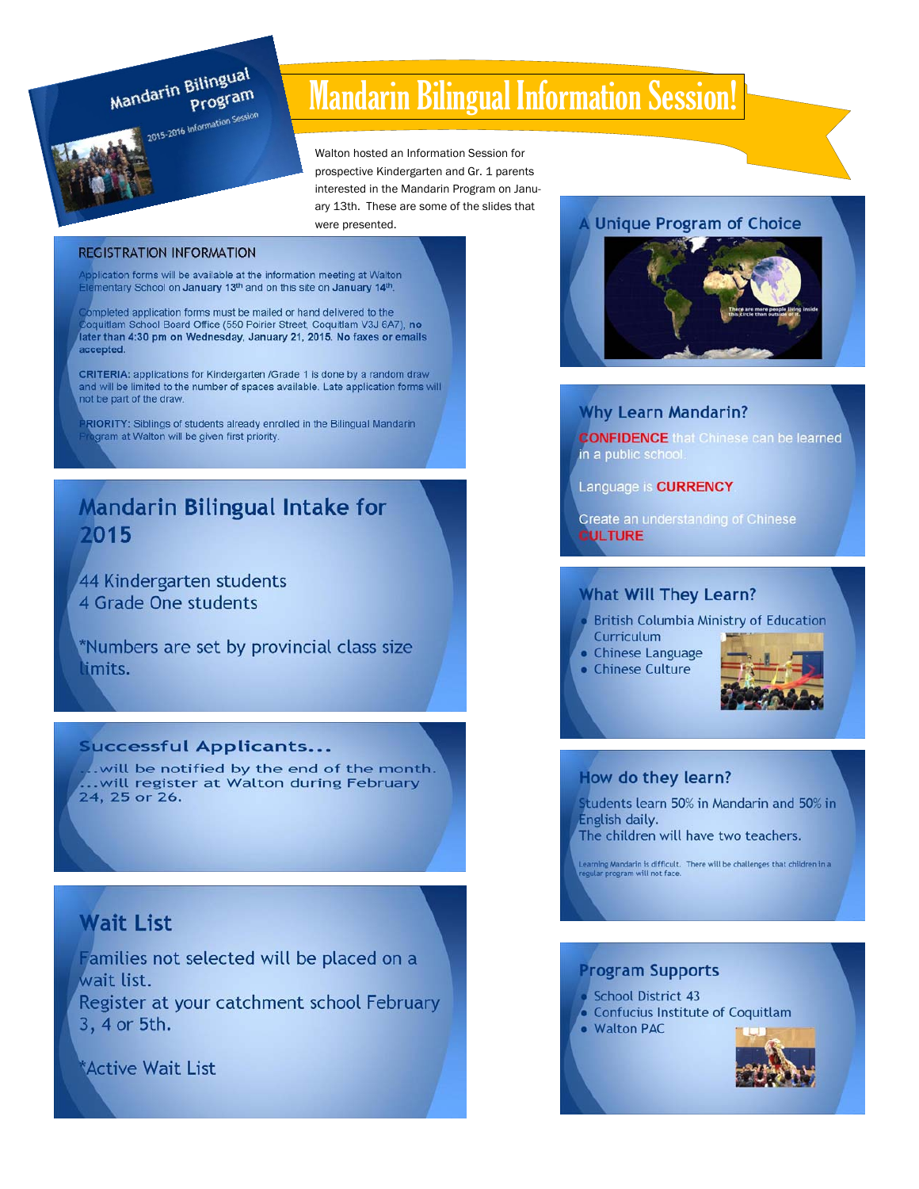# Mandarin Bilingual Information Session!

Walton hosted an Information Session for prospective Kindergarten and Gr. 1 parents interested in the Mandarin Program on January 13th. These are some of the slides that were presented.

Mandarin Bilingual Program

2015-2016 Information Session

## REGISTRATION INFORMATION

Application forms will be available at the information meeting at Walton Elementary School on **January 13th** and on this site on **January 14th**.

Completed application forms must be mailed or hand delivered to the Coquitlam School Board Office (550 Poirier Street, Coquitlam V3J 6A7), **no later than 4:30 pm on Wednesday, January 21, 2015. No faxes or emails accepted.**

**CRITERIA:** applications for Kindergarten /Grade 1 is done by a random draw and will be limited to the number of spaces available. Late application forms will not be part of the draw.

**PRIORITY:** Siblings of students already enrolled in the Bilingual Mandarin Program at Walton will be given first priority.

## Mandarin Bilingual Intake for 2015

44 Kindergarten students
4 Grade One students

*Numbers are set by provincial class size limits.

## Successful Applicants…

…will be notified by the end of the month.
…will register at Walton during February 24, 25 or 26.

## Wait List

Families not selected will be placed on a wait list.
Register at your catchment school February 3, 4 or 5th.

*Active Wait List

## A Unique Program of Choice

There are more people living inside this circle than outside of it.

## Why Learn Mandarin?

**CONFIDENCE** that Chinese can be learned in a public school.

Language is **CURRENCY**

Create an understanding of Chinese **CULTURE**

## What Will They Learn?

- British Columbia Ministry of Education Curriculum
- Chinese Language
- Chinese Culture

## How do they learn?

Students learn 50% in Mandarin and 50% in English daily.
The children will have two teachers.

Learning Mandarin is difficult. There will be challenges that children in a regular program will not face.

## Program Supports

- School District 43
- Confucius Institute of Coquitlam
- Walton PAC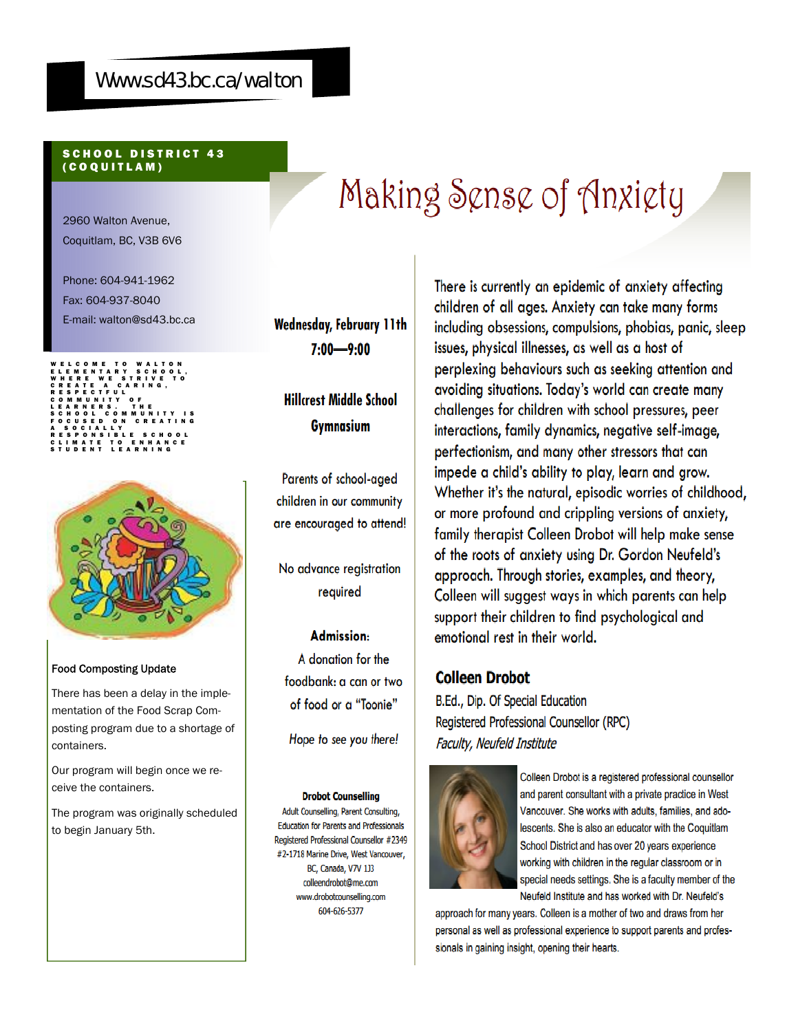Www.sd43.bc.ca/walton

**SCHOOL DISTRICT 43 (COQUITLAM)**

2960 Walton Avenue,
Coquitlam, BC, V3B 6V6

Phone: 604-941-1962
Fax: 604-937-8040
E-mail: walton@sd43.bc.ca

WELCOME TO WALTON ELEMENTARY SCHOOL, WHERE WE STRIVE TO CREATE A CARING, RESPECTFUL COMMUNITY OF LEARNERS. THE SCHOOL COMMUNITY IS FOCUSED ON CREATING A SOCIALLY RESPONSIBLE SCHOOL CLIMATE TO ENHANCE STUDENT LEARNING

**Food Composting Update**

There has been a delay in the implementation of the Food Scrap Composting program due to a shortage of containers.

Our program will begin once we receive the containers.

The program was originally scheduled to begin January 5th.

# Making Sense of Anxiety

**Wednesday, February 11th**
**7:00—9:00**

**Hillcrest Middle School Gymnasium**

Parents of school-aged children in our community are encouraged to attend!

No advance registration required

**Admission:**
A donation for the foodbank: a can or two of food or a "Toonie"

*Hope to see you there!*

**Drobot Counselling**
Adult Counselling, Parent Consulting, Education for Parents and Professionals
Registered Professional Counsellor #2349
#2-1718 Marine Drive, West Vancouver, BC, Canada, V7V 1J3
colleendrobot@me.com
www.drobotcounselling.com
604-626-5377

There is currently an epidemic of anxiety affecting children of all ages. Anxiety can take many forms including obsessions, compulsions, phobias, panic, sleep issues, physical illnesses, as well as a host of perplexing behaviours such as seeking attention and avoiding situations. Today's world can create many challenges for children with school pressures, peer interactions, family dynamics, negative self-image, perfectionism, and many other stressors that can impede a child's ability to play, learn and grow. Whether it's the natural, episodic worries of childhood, or more profound and crippling versions of anxiety, family therapist Colleen Drobot will help make sense of the roots of anxiety using Dr. Gordon Neufeld's approach. Through stories, examples, and theory, Colleen will suggest ways in which parents can help support their children to find psychological and emotional rest in their world.

## Colleen Drobot

B.Ed., Dip. Of Special Education
Registered Professional Counsellor (RPC)
*Faculty, Neufeld Institute*

Colleen Drobot is a registered professional counsellor and parent consultant with a private practice in West Vancouver. She works with adults, families, and adolescents. She is also an educator with the Coquitlam School District and has over 20 years experience working with children in the regular classroom or in special needs settings. She is a faculty member of the Neufeld Institute and has worked with Dr. Neufeld's approach for many years. Colleen is a mother of two and draws from her personal as well as professional experience to support parents and professionals in gaining insight, opening their hearts.